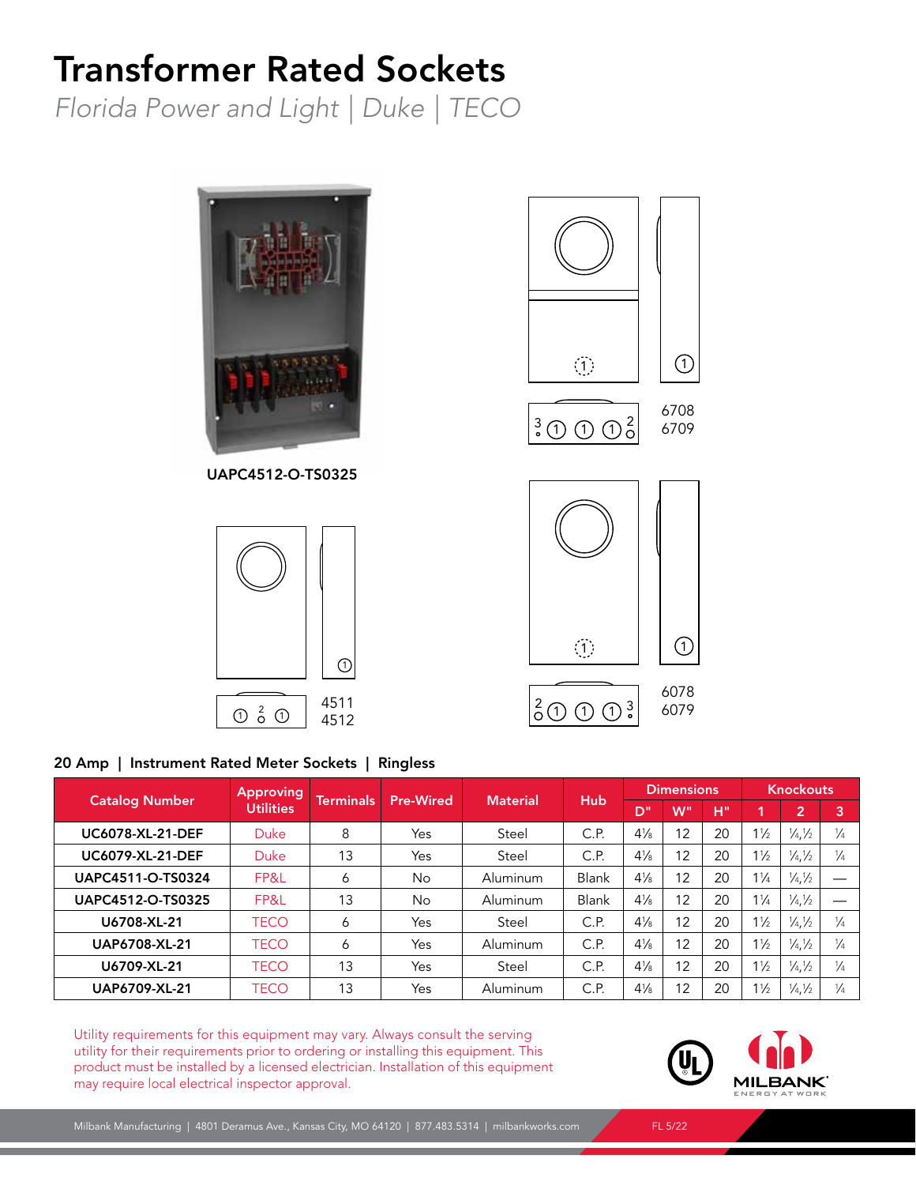# Transformer Rated Sockets

*Florida Power and Light | Duke | TECO*

UAPC4512-O-TS0325

6708
6709

4511
4512

6078
6079

## 20 Amp | Instrument Rated Meter Sockets | Ringless

| Catalog Number | Approving Utilities | Terminals | Pre-Wired | Material | Hub | Dimensions | | | Knockouts | | |
|---|---|---|---|---|---|---|---|---|---|---|---|
| | | | | | | D" | W" | H" | 1 | 2 | 3 |
| UC6078-XL-21-DEF | Duke | 8 | Yes | Steel | C.P. | 4⅛ | 12 | 20 | 1½ | ¼,½ | ¼ |
| UC6079-XL-21-DEF | Duke | 13 | Yes | Steel | C.P. | 4⅛ | 12 | 20 | 1½ | ¼,½ | ¼ |
| UAPC4511-O-TS0324 | FP&L | 6 | No | Aluminum | Blank | 4⅛ | 12 | 20 | 1¼ | ¼,½ | — |
| UAPC4512-O-TS0325 | FP&L | 13 | No | Aluminum | Blank | 4⅛ | 12 | 20 | 1¼ | ¼,½ | — |
| U6708-XL-21 | TECO | 6 | Yes | Steel | C.P. | 4⅛ | 12 | 20 | 1½ | ¼,½ | ¼ |
| UAP6708-XL-21 | TECO | 6 | Yes | Aluminum | C.P. | 4⅛ | 12 | 20 | 1½ | ¼,½ | ¼ |
| U6709-XL-21 | TECO | 13 | Yes | Steel | C.P. | 4⅛ | 12 | 20 | 1½ | ¼,½ | ¼ |
| UAP6709-XL-21 | TECO | 13 | Yes | Aluminum | C.P. | 4⅛ | 12 | 20 | 1½ | ¼,½ | ¼ |

Utility requirements for this equipment may vary. Always consult the serving utility for their requirements prior to ordering or installing this equipment. This product must be installed by a licensed electrician. Installation of this equipment may require local electrical inspector approval.

Milbank Manufacturing | 4801 Deramus Ave., Kansas City, MO 64120 | 877.483.5314 | milbankworks.com

FL 5/22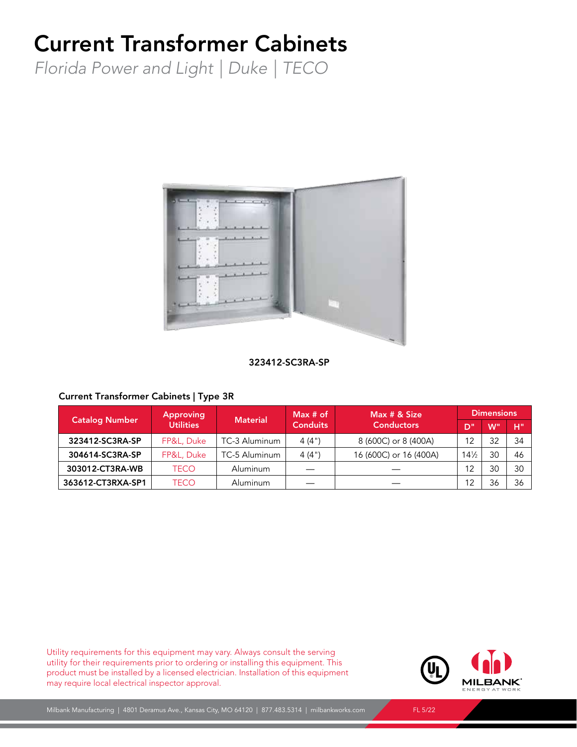# Current Transformer Cabinets

*Florida Power and Light | Duke | TECO*

323412-SC3RA-SP

### Current Transformer Cabinets | Type 3R

| Catalog Number | Approving Utilities | Material | Max # of Conduits | Max # & Size Conductors | Dimensions | | |
|---|---|---|---|---|---|---|---|
| | | | | | D" | W" | H" |
| 323412-SC3RA-SP | FP&L, Duke | TC-3 Aluminum | 4 (4") | 8 (600C) or 8 (400A) | 12 | 32 | 34 |
| 304614-SC3RA-SP | FP&L, Duke | TC-5 Aluminum | 4 (4") | 16 (600C) or 16 (400A) | 14½ | 30 | 46 |
| 303012-CT3RA-WB | TECO | Aluminum | — | — | 12 | 30 | 30 |
| 363612-CT3RXA-SP1 | TECO | Aluminum | — | — | 12 | 36 | 36 |

Utility requirements for this equipment may vary. Always consult the serving utility for their requirements prior to ordering or installing this equipment. This product must be installed by a licensed electrician. Installation of this equipment may require local electrical inspector approval.

Milbank Manufacturing | 4801 Deramus Ave., Kansas City, MO 64120 | 877.483.5314 | milbankworks.com

FL 5/22